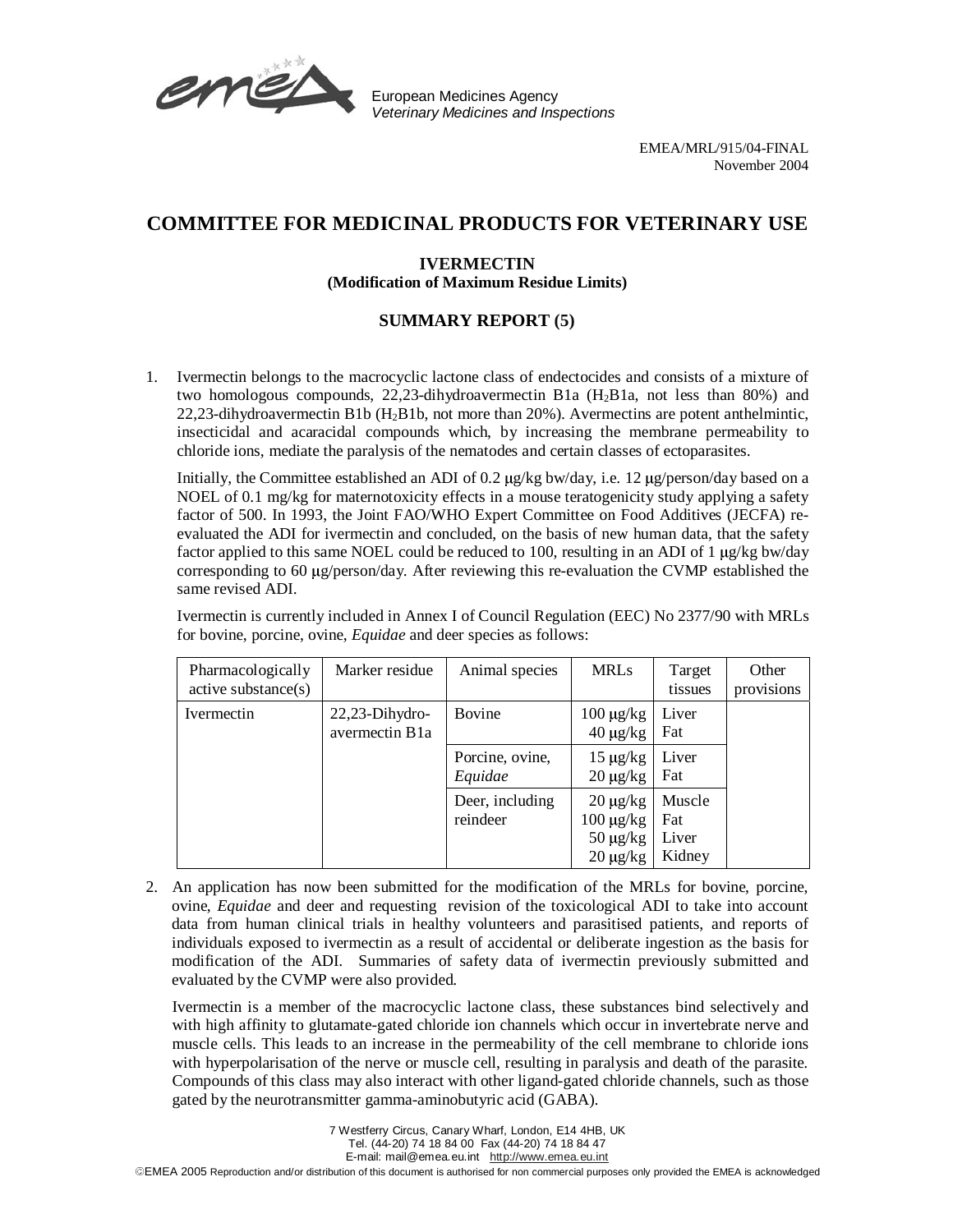European Medicines Agency
*Veterinary Medicines and Inspections*

EMEA/MRL/915/04-FINAL
November 2004

# COMMITTEE FOR MEDICINAL PRODUCTS FOR VETERINARY USE

## IVERMECTIN
**(Modification of Maximum Residue Limits)**

## SUMMARY REPORT (5)

1. Ivermectin belongs to the macrocyclic lactone class of endectocides and consists of a mixture of two homologous compounds, 22,23-dihydroavermectin B1a ($H_2B1a$, not less than 80%) and 22,23-dihydroavermectin B1b ($H_2B1b$, not more than 20%). Avermectins are potent anthelmintic, insecticidal and acaracidal compounds which, by increasing the membrane permeability to chloride ions, mediate the paralysis of the nematodes and certain classes of ectoparasites.

   Initially, the Committee established an ADI of 0.2 μg/kg bw/day, i.e. 12 μg/person/day based on a NOEL of 0.1 mg/kg for maternotoxicity effects in a mouse teratogenicity study applying a safety factor of 500. In 1993, the Joint FAO/WHO Expert Committee on Food Additives (JECFA) re-evaluated the ADI for ivermectin and concluded, on the basis of new human data, that the safety factor applied to this same NOEL could be reduced to 100, resulting in an ADI of 1 μg/kg bw/day corresponding to 60 μg/person/day. After reviewing this re-evaluation the CVMP established the same revised ADI.

   Ivermectin is currently included in Annex I of Council Regulation (EEC) No 2377/90 with MRLs for bovine, porcine, ovine, *Equidae* and deer species as follows:

| Pharmacologically active substance(s) | Marker residue | Animal species | MRLs | Target tissues | Other provisions |
|---|---|---|---|---|---|
| Ivermectin | 22,23-Dihydro-avermectin B1a | Bovine | 100 μg/kg<br>40 μg/kg | Liver<br>Fat | |
| | | Porcine, ovine, *Equidae* | 15 μg/kg<br>20 μg/kg | Liver<br>Fat | |
| | | Deer, including reindeer | 20 μg/kg<br>100 μg/kg<br>50 μg/kg<br>20 μg/kg | Muscle<br>Fat<br>Liver<br>Kidney | |

2. An application has now been submitted for the modification of the MRLs for bovine, porcine, ovine, *Equidae* and deer and requesting revision of the toxicological ADI to take into account data from human clinical trials in healthy volunteers and parasitised patients, and reports of individuals exposed to ivermectin as a result of accidental or deliberate ingestion as the basis for modification of the ADI. Summaries of safety data of ivermectin previously submitted and evaluated by the CVMP were also provided.

   Ivermectin is a member of the macrocyclic lactone class, these substances bind selectively and with high affinity to glutamate-gated chloride ion channels which occur in invertebrate nerve and muscle cells. This leads to an increase in the permeability of the cell membrane to chloride ions with hyperpolarisation of the nerve or muscle cell, resulting in paralysis and death of the parasite. Compounds of this class may also interact with other ligand-gated chloride channels, such as those gated by the neurotransmitter gamma-aminobutyric acid (GABA).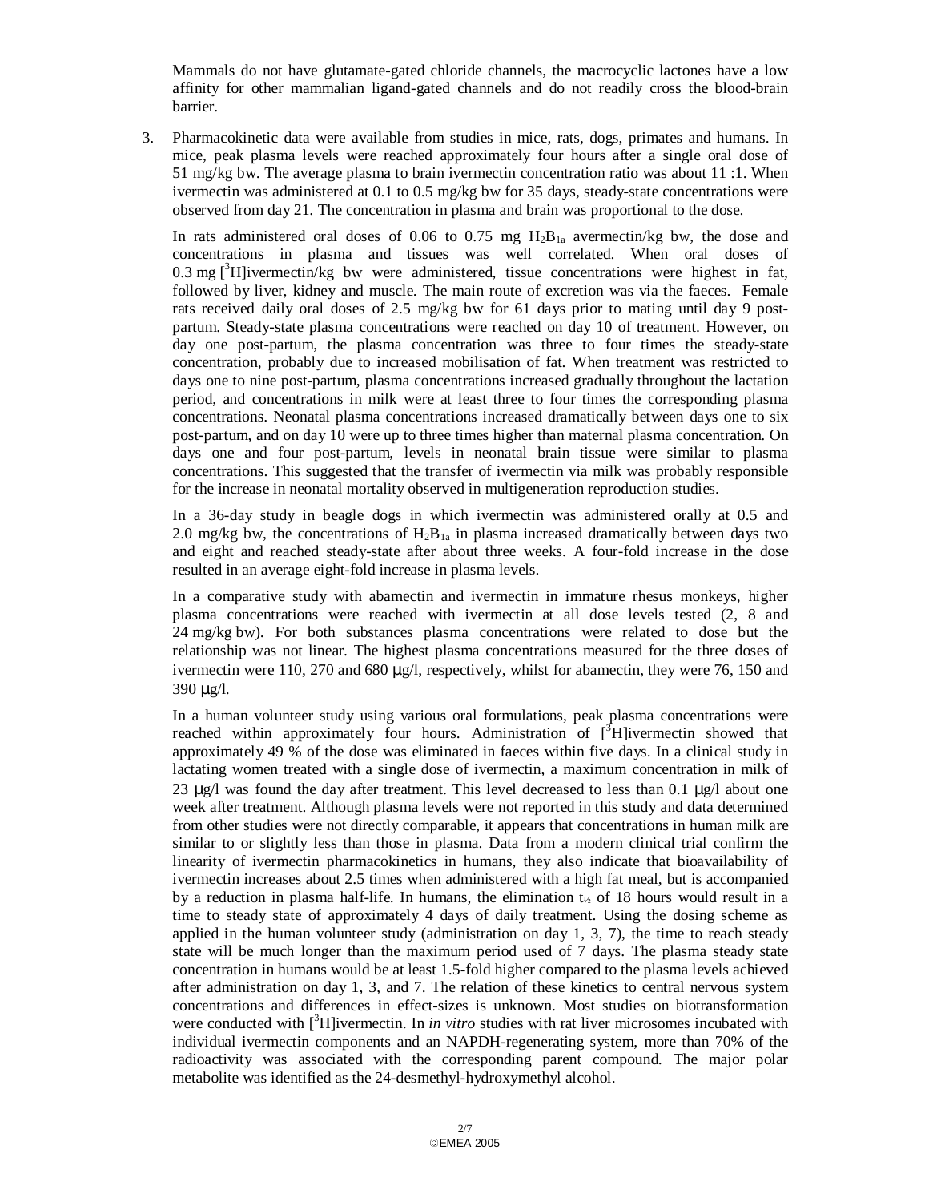Mammals do not have glutamate-gated chloride channels, the macrocyclic lactones have a low affinity for other mammalian ligand-gated channels and do not readily cross the blood-brain barrier.

3. Pharmacokinetic data were available from studies in mice, rats, dogs, primates and humans. In mice, peak plasma levels were reached approximately four hours after a single oral dose of 51 mg/kg bw. The average plasma to brain ivermectin concentration ratio was about 11 :1. When ivermectin was administered at 0.1 to 0.5 mg/kg bw for 35 days, steady-state concentrations were observed from day 21. The concentration in plasma and brain was proportional to the dose.

   In rats administered oral doses of 0.06 to 0.75 mg $H_2B_{1a}$ avermectin/kg bw, the dose and concentrations in plasma and tissues was well correlated. When oral doses of 0.3 mg [$^3$H]ivermectin/kg bw were administered, tissue concentrations were highest in fat, followed by liver, kidney and muscle. The main route of excretion was via the faeces. Female rats received daily oral doses of 2.5 mg/kg bw for 61 days prior to mating until day 9 post-partum. Steady-state plasma concentrations were reached on day 10 of treatment. However, on day one post-partum, the plasma concentration was three to four times the steady-state concentration, probably due to increased mobilisation of fat. When treatment was restricted to days one to nine post-partum, plasma concentrations increased gradually throughout the lactation period, and concentrations in milk were at least three to four times the corresponding plasma concentrations. Neonatal plasma concentrations increased dramatically between days one to six post-partum, and on day 10 were up to three times higher than maternal plasma concentration. On days one and four post-partum, levels in neonatal brain tissue were similar to plasma concentrations. This suggested that the transfer of ivermectin via milk was probably responsible for the increase in neonatal mortality observed in multigeneration reproduction studies.

   In a 36-day study in beagle dogs in which ivermectin was administered orally at 0.5 and 2.0 mg/kg bw, the concentrations of $H_2B_{1a}$ in plasma increased dramatically between days two and eight and reached steady-state after about three weeks. A four-fold increase in the dose resulted in an average eight-fold increase in plasma levels.

   In a comparative study with abamectin and ivermectin in immature rhesus monkeys, higher plasma concentrations were reached with ivermectin at all dose levels tested (2, 8 and 24 mg/kg bw). For both substances plasma concentrations were related to dose but the relationship was not linear. The highest plasma concentrations measured for the three doses of ivermectin were 110, 270 and 680 μg/l, respectively, whilst for abamectin, they were 76, 150 and 390 μg/l.

   In a human volunteer study using various oral formulations, peak plasma concentrations were reached within approximately four hours. Administration of [$^3$H]ivermectin showed that approximately 49 % of the dose was eliminated in faeces within five days. In a clinical study in lactating women treated with a single dose of ivermectin, a maximum concentration in milk of 23 μg/l was found the day after treatment. This level decreased to less than 0.1 μg/l about one week after treatment. Although plasma levels were not reported in this study and data determined from other studies were not directly comparable, it appears that concentrations in human milk are similar to or slightly less than those in plasma. Data from a modern clinical trial confirm the linearity of ivermectin pharmacokinetics in humans, they also indicate that bioavailability of ivermectin increases about 2.5 times when administered with a high fat meal, but is accompanied by a reduction in plasma half-life. In humans, the elimination $t_{½}$ of 18 hours would result in a time to steady state of approximately 4 days of daily treatment. Using the dosing scheme as applied in the human volunteer study (administration on day 1, 3, 7), the time to reach steady state will be much longer than the maximum period used of 7 days. The plasma steady state concentration in humans would be at least 1.5-fold higher compared to the plasma levels achieved after administration on day 1, 3, and 7. The relation of these kinetics to central nervous system concentrations and differences in effect-sizes is unknown. Most studies on biotransformation were conducted with [$^3$H]ivermectin. In *in vitro* studies with rat liver microsomes incubated with individual ivermectin components and an NAPDH-regenerating system, more than 70% of the radioactivity was associated with the corresponding parent compound. The major polar metabolite was identified as the 24-desmethyl-hydroxymethyl alcohol.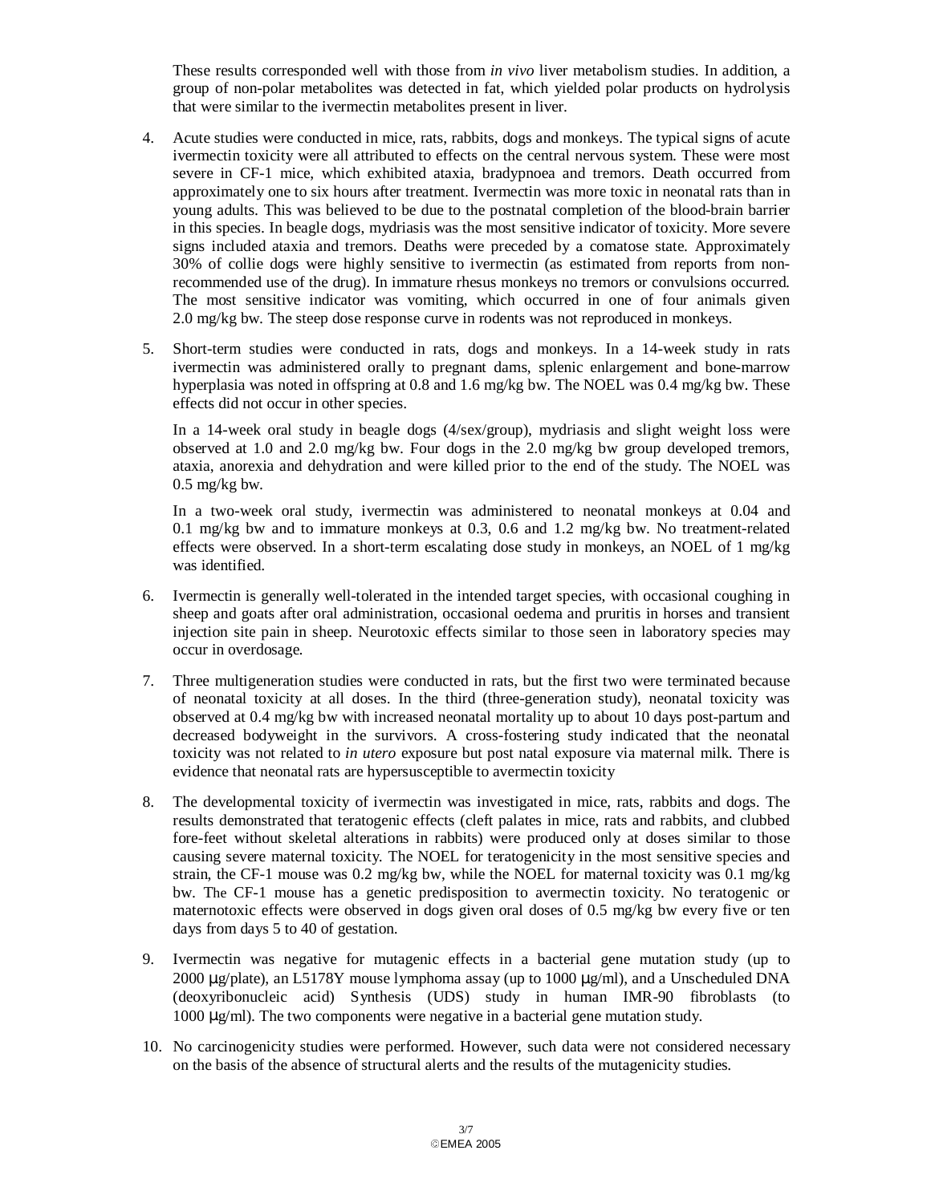These results corresponded well with those from *in vivo* liver metabolism studies. In addition, a group of non-polar metabolites was detected in fat, which yielded polar products on hydrolysis that were similar to the ivermectin metabolites present in liver.

4. Acute studies were conducted in mice, rats, rabbits, dogs and monkeys. The typical signs of acute ivermectin toxicity were all attributed to effects on the central nervous system. These were most severe in CF-1 mice, which exhibited ataxia, bradypnoea and tremors. Death occurred from approximately one to six hours after treatment. Ivermectin was more toxic in neonatal rats than in young adults. This was believed to be due to the postnatal completion of the blood-brain barrier in this species. In beagle dogs, mydriasis was the most sensitive indicator of toxicity. More severe signs included ataxia and tremors. Deaths were preceded by a comatose state. Approximately 30% of collie dogs were highly sensitive to ivermectin (as estimated from reports from non-recommended use of the drug). In immature rhesus monkeys no tremors or convulsions occurred. The most sensitive indicator was vomiting, which occurred in one of four animals given 2.0 mg/kg bw. The steep dose response curve in rodents was not reproduced in monkeys.

5. Short-term studies were conducted in rats, dogs and monkeys. In a 14-week study in rats ivermectin was administered orally to pregnant dams, splenic enlargement and bone-marrow hyperplasia was noted in offspring at 0.8 and 1.6 mg/kg bw. The NOEL was 0.4 mg/kg bw. These effects did not occur in other species.

   In a 14-week oral study in beagle dogs (4/sex/group), mydriasis and slight weight loss were observed at 1.0 and 2.0 mg/kg bw. Four dogs in the 2.0 mg/kg bw group developed tremors, ataxia, anorexia and dehydration and were killed prior to the end of the study. The NOEL was 0.5 mg/kg bw.

   In a two-week oral study, ivermectin was administered to neonatal monkeys at 0.04 and 0.1 mg/kg bw and to immature monkeys at 0.3, 0.6 and 1.2 mg/kg bw. No treatment-related effects were observed. In a short-term escalating dose study in monkeys, an NOEL of 1 mg/kg was identified.

6. Ivermectin is generally well-tolerated in the intended target species, with occasional coughing in sheep and goats after oral administration, occasional oedema and pruritis in horses and transient injection site pain in sheep. Neurotoxic effects similar to those seen in laboratory species may occur in overdosage.

7. Three multigeneration studies were conducted in rats, but the first two were terminated because of neonatal toxicity at all doses. In the third (three-generation study), neonatal toxicity was observed at 0.4 mg/kg bw with increased neonatal mortality up to about 10 days post-partum and decreased bodyweight in the survivors. A cross-fostering study indicated that the neonatal toxicity was not related to *in utero* exposure but post natal exposure via maternal milk. There is evidence that neonatal rats are hypersusceptible to avermectin toxicity

8. The developmental toxicity of ivermectin was investigated in mice, rats, rabbits and dogs. The results demonstrated that teratogenic effects (cleft palates in mice, rats and rabbits, and clubbed fore-feet without skeletal alterations in rabbits) were produced only at doses similar to those causing severe maternal toxicity. The NOEL for teratogenicity in the most sensitive species and strain, the CF-1 mouse was 0.2 mg/kg bw, while the NOEL for maternal toxicity was 0.1 mg/kg bw. The CF-1 mouse has a genetic predisposition to avermectin toxicity. No teratogenic or maternotoxic effects were observed in dogs given oral doses of 0.5 mg/kg bw every five or ten days from days 5 to 40 of gestation.

9. Ivermectin was negative for mutagenic effects in a bacterial gene mutation study (up to 2000 µg/plate), an L5178Y mouse lymphoma assay (up to 1000 µg/ml), and a Unscheduled DNA (deoxyribonucleic acid) Synthesis (UDS) study in human IMR-90 fibroblasts (to 1000 µg/ml). The two components were negative in a bacterial gene mutation study.

10. No carcinogenicity studies were performed. However, such data were not considered necessary on the basis of the absence of structural alerts and the results of the mutagenicity studies.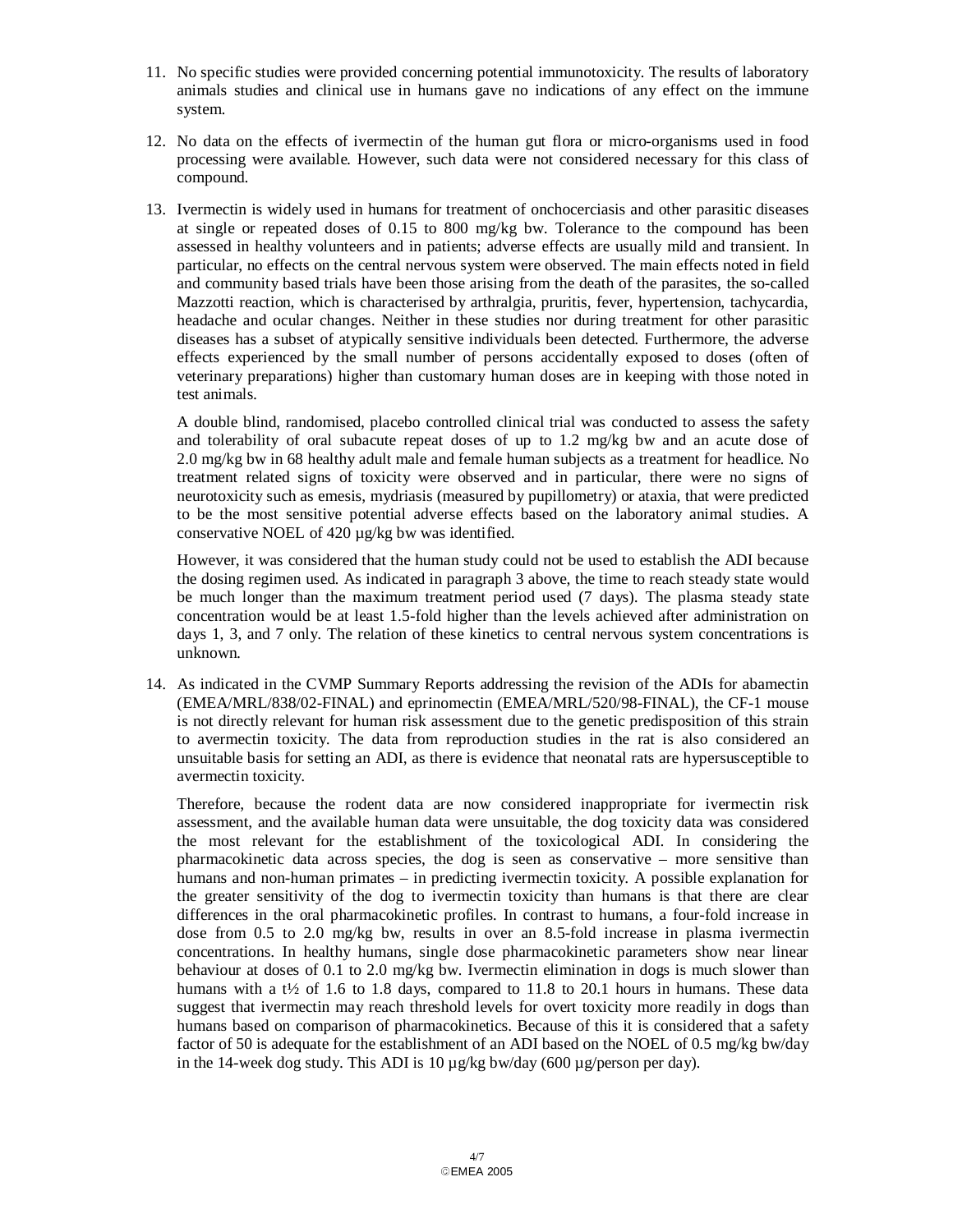11. No specific studies were provided concerning potential immunotoxicity. The results of laboratory animals studies and clinical use in humans gave no indications of any effect on the immune system.

12. No data on the effects of ivermectin of the human gut flora or micro-organisms used in food processing were available. However, such data were not considered necessary for this class of compound.

13. Ivermectin is widely used in humans for treatment of onchocerciasis and other parasitic diseases at single or repeated doses of 0.15 to 800 mg/kg bw. Tolerance to the compound has been assessed in healthy volunteers and in patients; adverse effects are usually mild and transient. In particular, no effects on the central nervous system were observed. The main effects noted in field and community based trials have been those arising from the death of the parasites, the so-called Mazzotti reaction, which is characterised by arthralgia, pruritis, fever, hypertension, tachycardia, headache and ocular changes. Neither in these studies nor during treatment for other parasitic diseases has a subset of atypically sensitive individuals been detected. Furthermore, the adverse effects experienced by the small number of persons accidentally exposed to doses (often of veterinary preparations) higher than customary human doses are in keeping with those noted in test animals.

    A double blind, randomised, placebo controlled clinical trial was conducted to assess the safety and tolerability of oral subacute repeat doses of up to 1.2 mg/kg bw and an acute dose of 2.0 mg/kg bw in 68 healthy adult male and female human subjects as a treatment for headlice. No treatment related signs of toxicity were observed and in particular, there were no signs of neurotoxicity such as emesis, mydriasis (measured by pupillometry) or ataxia, that were predicted to be the most sensitive potential adverse effects based on the laboratory animal studies. A conservative NOEL of 420 µg/kg bw was identified.

    However, it was considered that the human study could not be used to establish the ADI because the dosing regimen used. As indicated in paragraph 3 above, the time to reach steady state would be much longer than the maximum treatment period used (7 days). The plasma steady state concentration would be at least 1.5-fold higher than the levels achieved after administration on days 1, 3, and 7 only. The relation of these kinetics to central nervous system concentrations is unknown.

14. As indicated in the CVMP Summary Reports addressing the revision of the ADIs for abamectin (EMEA/MRL/838/02-FINAL) and eprinomectin (EMEA/MRL/520/98-FINAL), the CF-1 mouse is not directly relevant for human risk assessment due to the genetic predisposition of this strain to avermectin toxicity. The data from reproduction studies in the rat is also considered an unsuitable basis for setting an ADI, as there is evidence that neonatal rats are hypersusceptible to avermectin toxicity.

    Therefore, because the rodent data are now considered inappropriate for ivermectin risk assessment, and the available human data were unsuitable, the dog toxicity data was considered the most relevant for the establishment of the toxicological ADI. In considering the pharmacokinetic data across species, the dog is seen as conservative – more sensitive than humans and non-human primates – in predicting ivermectin toxicity. A possible explanation for the greater sensitivity of the dog to ivermectin toxicity than humans is that there are clear differences in the oral pharmacokinetic profiles. In contrast to humans, a four-fold increase in dose from 0.5 to 2.0 mg/kg bw, results in over an 8.5-fold increase in plasma ivermectin concentrations. In healthy humans, single dose pharmacokinetic parameters show near linear behaviour at doses of 0.1 to 2.0 mg/kg bw. Ivermectin elimination in dogs is much slower than humans with a $t_{½}$ of 1.6 to 1.8 days, compared to 11.8 to 20.1 hours in humans. These data suggest that ivermectin may reach threshold levels for overt toxicity more readily in dogs than humans based on comparison of pharmacokinetics. Because of this it is considered that a safety factor of 50 is adequate for the establishment of an ADI based on the NOEL of 0.5 mg/kg bw/day in the 14-week dog study. This ADI is 10 µg/kg bw/day (600 µg/person per day).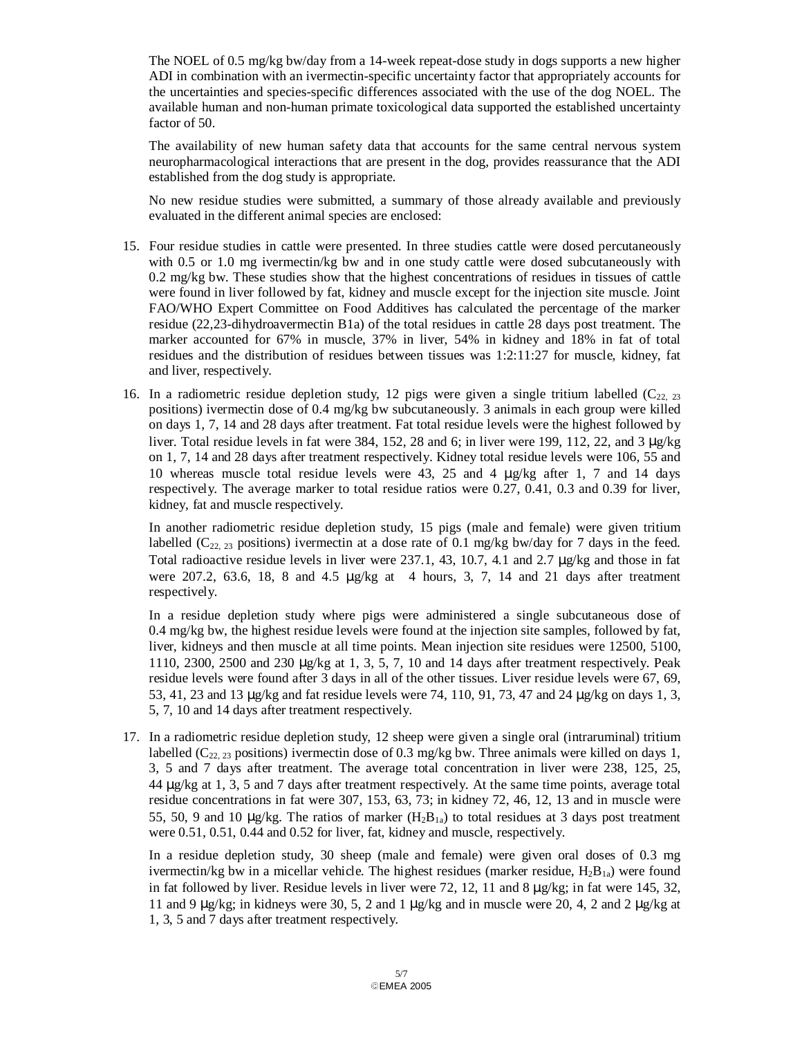The NOEL of 0.5 mg/kg bw/day from a 14-week repeat-dose study in dogs supports a new higher ADI in combination with an ivermectin-specific uncertainty factor that appropriately accounts for the uncertainties and species-specific differences associated with the use of the dog NOEL. The available human and non-human primate toxicological data supported the established uncertainty factor of 50.

The availability of new human safety data that accounts for the same central nervous system neuropharmacological interactions that are present in the dog, provides reassurance that the ADI established from the dog study is appropriate.

No new residue studies were submitted, a summary of those already available and previously evaluated in the different animal species are enclosed:

15. Four residue studies in cattle were presented. In three studies cattle were dosed percutaneously with 0.5 or 1.0 mg ivermectin/kg bw and in one study cattle were dosed subcutaneously with 0.2 mg/kg bw. These studies show that the highest concentrations of residues in tissues of cattle were found in liver followed by fat, kidney and muscle except for the injection site muscle. Joint FAO/WHO Expert Committee on Food Additives has calculated the percentage of the marker residue (22,23-dihydroavermectin B1a) of the total residues in cattle 28 days post treatment. The marker accounted for 67% in muscle, 37% in liver, 54% in kidney and 18% in fat of total residues and the distribution of residues between tissues was 1:2:11:27 for muscle, kidney, fat and liver, respectively.

16. In a radiometric residue depletion study, 12 pigs were given a single tritium labelled ($C_{22,\ 23}$ positions) ivermectin dose of 0.4 mg/kg bw subcutaneously. 3 animals in each group were killed on days 1, 7, 14 and 28 days after treatment. Fat total residue levels were the highest followed by liver. Total residue levels in fat were 384, 152, 28 and 6; in liver were 199, 112, 22, and 3 μg/kg on 1, 7, 14 and 28 days after treatment respectively. Kidney total residue levels were 106, 55 and 10 whereas muscle total residue levels were 43, 25 and 4 μg/kg after 1, 7 and 14 days respectively. The average marker to total residue ratios were 0.27, 0.41, 0.3 and 0.39 for liver, kidney, fat and muscle respectively.

    In another radiometric residue depletion study, 15 pigs (male and female) were given tritium labelled ($C_{22,\ 23}$ positions) ivermectin at a dose rate of 0.1 mg/kg bw/day for 7 days in the feed. Total radioactive residue levels in liver were 237.1, 43, 10.7, 4.1 and 2.7 μg/kg and those in fat were 207.2, 63.6, 18, 8 and 4.5 μg/kg at 4 hours, 3, 7, 14 and 21 days after treatment respectively.

    In a residue depletion study where pigs were administered a single subcutaneous dose of 0.4 mg/kg bw, the highest residue levels were found at the injection site samples, followed by fat, liver, kidneys and then muscle at all time points. Mean injection site residues were 12500, 5100, 1110, 2300, 2500 and 230 μg/kg at 1, 3, 5, 7, 10 and 14 days after treatment respectively. Peak residue levels were found after 3 days in all of the other tissues. Liver residue levels were 67, 69, 53, 41, 23 and 13 μg/kg and fat residue levels were 74, 110, 91, 73, 47 and 24 μg/kg on days 1, 3, 5, 7, 10 and 14 days after treatment respectively.

17. In a radiometric residue depletion study, 12 sheep were given a single oral (intraruminal) tritium labelled ($C_{22,\ 23}$ positions) ivermectin dose of 0.3 mg/kg bw. Three animals were killed on days 1, 3, 5 and 7 days after treatment. The average total concentration in liver were 238, 125, 25, 44 μg/kg at 1, 3, 5 and 7 days after treatment respectively. At the same time points, average total residue concentrations in fat were 307, 153, 63, 73; in kidney 72, 46, 12, 13 and in muscle were 55, 50, 9 and 10 μg/kg. The ratios of marker ($H_2B_{1a}$) to total residues at 3 days post treatment were 0.51, 0.51, 0.44 and 0.52 for liver, fat, kidney and muscle, respectively.

    In a residue depletion study, 30 sheep (male and female) were given oral doses of 0.3 mg ivermectin/kg bw in a micellar vehicle. The highest residues (marker residue, $H_2B_{1a}$) were found in fat followed by liver. Residue levels in liver were 72, 12, 11 and 8 μg/kg; in fat were 145, 32, 11 and 9 μg/kg; in kidneys were 30, 5, 2 and 1 μg/kg and in muscle were 20, 4, 2 and 2 μg/kg at 1, 3, 5 and 7 days after treatment respectively.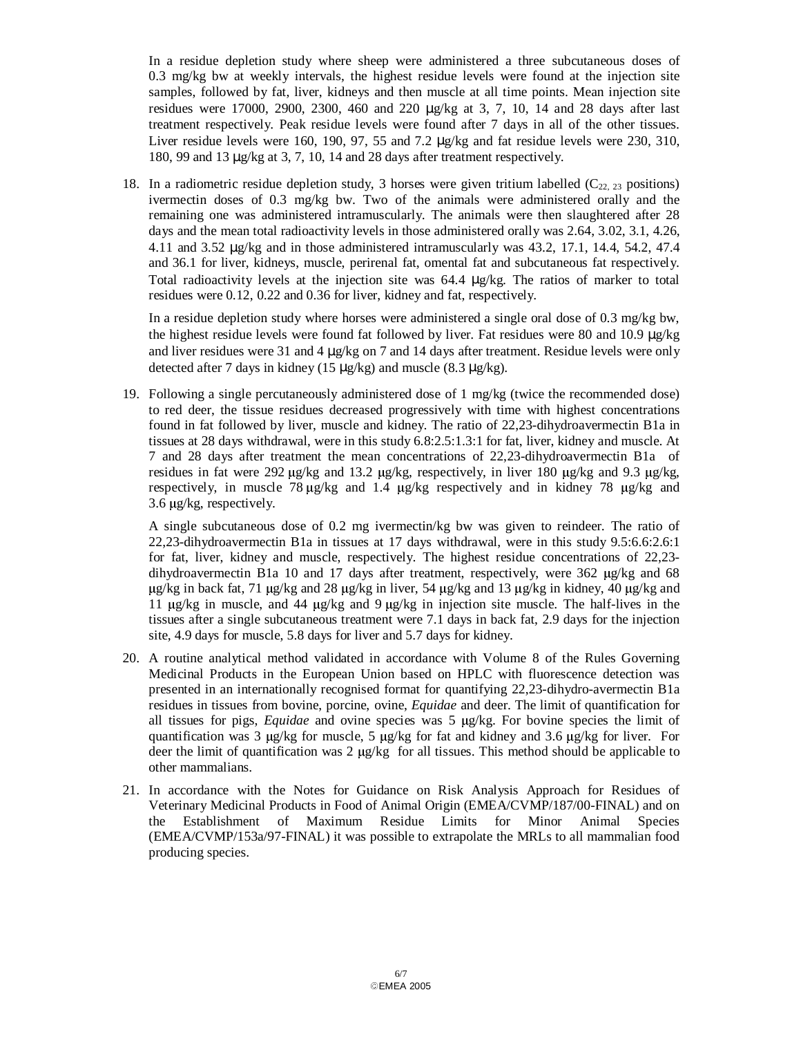In a residue depletion study where sheep were administered a three subcutaneous doses of 0.3 mg/kg bw at weekly intervals, the highest residue levels were found at the injection site samples, followed by fat, liver, kidneys and then muscle at all time points. Mean injection site residues were 17000, 2900, 2300, 460 and 220 μg/kg at 3, 7, 10, 14 and 28 days after last treatment respectively. Peak residue levels were found after 7 days in all of the other tissues. Liver residue levels were 160, 190, 97, 55 and 7.2 μg/kg and fat residue levels were 230, 310, 180, 99 and 13 μg/kg at 3, 7, 10, 14 and 28 days after treatment respectively.

18. In a radiometric residue depletion study, 3 horses were given tritium labelled ($C_{22, 23}$ positions) ivermectin doses of 0.3 mg/kg bw. Two of the animals were administered orally and the remaining one was administered intramuscularly. The animals were then slaughtered after 28 days and the mean total radioactivity levels in those administered orally was 2.64, 3.02, 3.1, 4.26, 4.11 and 3.52 μg/kg and in those administered intramuscularly was 43.2, 17.1, 14.4, 54.2, 47.4 and 36.1 for liver, kidneys, muscle, perirenal fat, omental fat and subcutaneous fat respectively. Total radioactivity levels at the injection site was 64.4 μg/kg. The ratios of marker to total residues were 0.12, 0.22 and 0.36 for liver, kidney and fat, respectively.

    In a residue depletion study where horses were administered a single oral dose of 0.3 mg/kg bw, the highest residue levels were found fat followed by liver. Fat residues were 80 and 10.9 μg/kg and liver residues were 31 and 4 μg/kg on 7 and 14 days after treatment. Residue levels were only detected after 7 days in kidney (15 μg/kg) and muscle (8.3 μg/kg).

19. Following a single percutaneously administered dose of 1 mg/kg (twice the recommended dose) to red deer, the tissue residues decreased progressively with time with highest concentrations found in fat followed by liver, muscle and kidney. The ratio of 22,23-dihydroavermectin B1a in tissues at 28 days withdrawal, were in this study 6.8:2.5:1.3:1 for fat, liver, kidney and muscle. At 7 and 28 days after treatment the mean concentrations of 22,23-dihydroavermectin B1a of residues in fat were 292 μg/kg and 13.2 μg/kg, respectively, in liver 180 μg/kg and 9.3 μg/kg, respectively, in muscle 78 μg/kg and 1.4 μg/kg respectively and in kidney 78 μg/kg and 3.6 μg/kg, respectively.

    A single subcutaneous dose of 0.2 mg ivermectin/kg bw was given to reindeer. The ratio of 22,23-dihydroavermectin B1a in tissues at 17 days withdrawal, were in this study 9.5:6.6:2.6:1 for fat, liver, kidney and muscle, respectively. The highest residue concentrations of 22,23-dihydroavermectin B1a 10 and 17 days after treatment, respectively, were 362 μg/kg and 68 μg/kg in back fat, 71 μg/kg and 28 μg/kg in liver, 54 μg/kg and 13 μg/kg in kidney, 40 μg/kg and 11 μg/kg in muscle, and 44 μg/kg and 9 μg/kg in injection site muscle. The half-lives in the tissues after a single subcutaneous treatment were 7.1 days in back fat, 2.9 days for the injection site, 4.9 days for muscle, 5.8 days for liver and 5.7 days for kidney.

20. A routine analytical method validated in accordance with Volume 8 of the Rules Governing Medicinal Products in the European Union based on HPLC with fluorescence detection was presented in an internationally recognised format for quantifying 22,23-dihydro-avermectin B1a residues in tissues from bovine, porcine, ovine, *Equidae* and deer. The limit of quantification for all tissues for pigs, *Equidae* and ovine species was 5 μg/kg. For bovine species the limit of quantification was 3 μg/kg for muscle, 5 μg/kg for fat and kidney and 3.6 μg/kg for liver. For deer the limit of quantification was 2 μg/kg for all tissues. This method should be applicable to other mammalians.

21. In accordance with the Notes for Guidance on Risk Analysis Approach for Residues of Veterinary Medicinal Products in Food of Animal Origin (EMEA/CVMP/187/00-FINAL) and on the Establishment of Maximum Residue Limits for Minor Animal Species (EMEA/CVMP/153a/97-FINAL) it was possible to extrapolate the MRLs to all mammalian food producing species.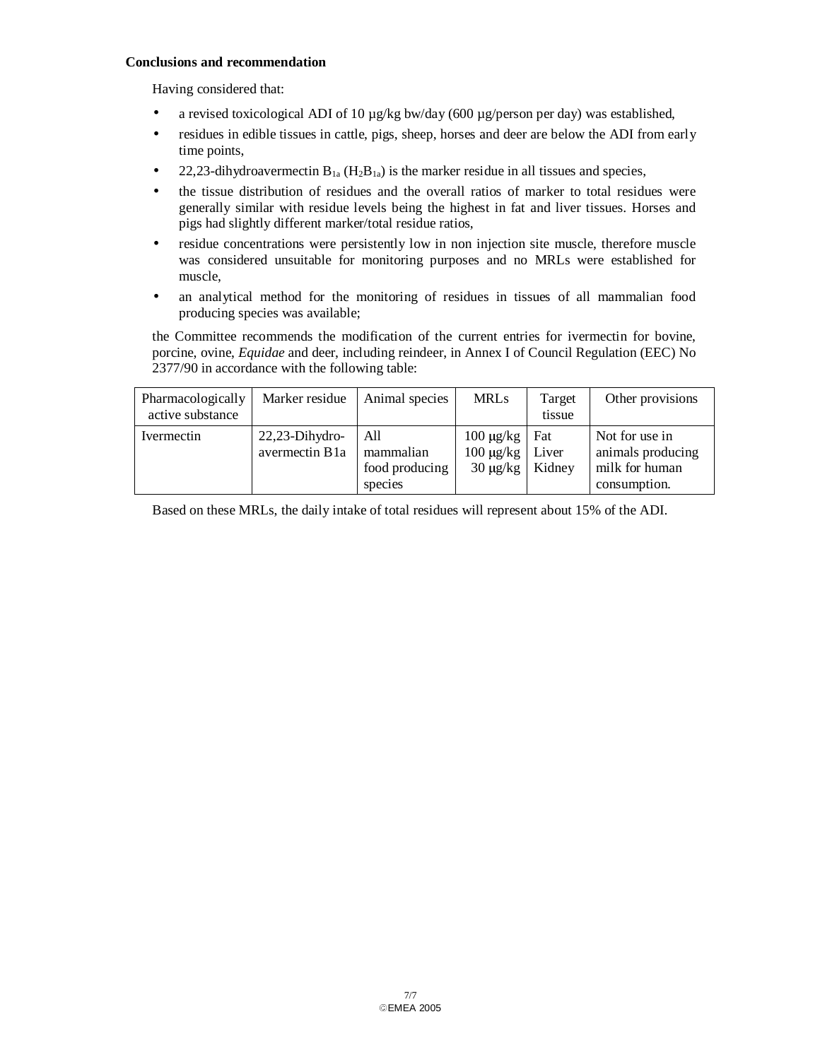**Conclusions and recommendation**

Having considered that:

- a revised toxicological ADI of 10 µg/kg bw/day (600 µg/person per day) was established,
- residues in edible tissues in cattle, pigs, sheep, horses and deer are below the ADI from early time points,
- 22,23-dihydroavermectin $B_{1a}$ ($H_2B_{1a}$) is the marker residue in all tissues and species,
- the tissue distribution of residues and the overall ratios of marker to total residues were generally similar with residue levels being the highest in fat and liver tissues. Horses and pigs had slightly different marker/total residue ratios,
- residue concentrations were persistently low in non injection site muscle, therefore muscle was considered unsuitable for monitoring purposes and no MRLs were established for muscle,
- an analytical method for the monitoring of residues in tissues of all mammalian food producing species was available;

the Committee recommends the modification of the current entries for ivermectin for bovine, porcine, ovine, *Equidae* and deer, including reindeer, in Annex I of Council Regulation (EEC) No 2377/90 in accordance with the following table:

| Pharmacologically active substance | Marker residue | Animal species | MRLs | Target tissue | Other provisions |
|---|---|---|---|---|---|
| Ivermectin | 22,23-Dihydro-avermectin B1a | All mammalian food producing species | 100 µg/kg<br>100 µg/kg<br>30 µg/kg | Fat<br>Liver<br>Kidney | Not for use in animals producing milk for human consumption. |

Based on these MRLs, the daily intake of total residues will represent about 15% of the ADI.